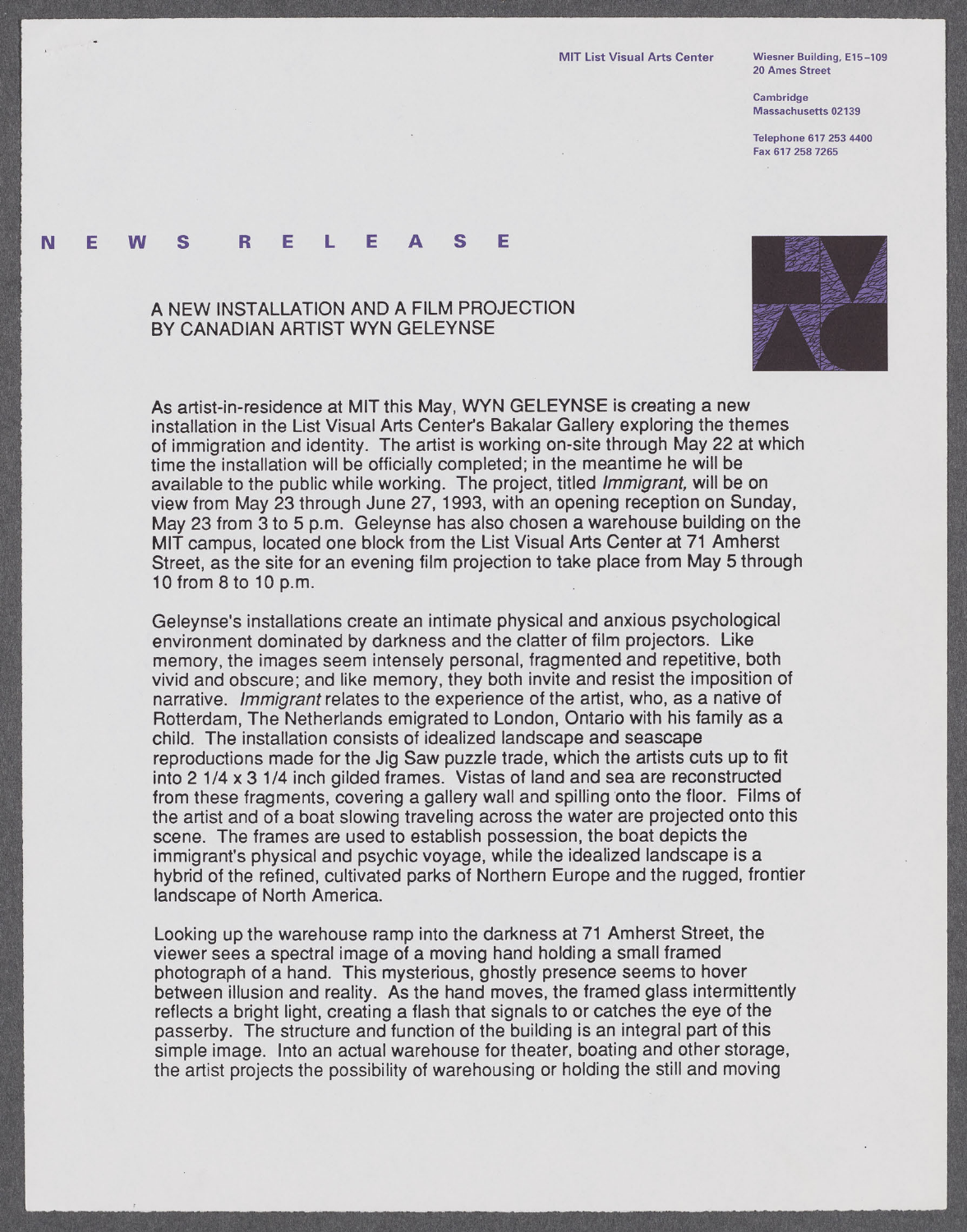MIT List Visual Arts Center

Wiesner Building, E15–109
20 Ames Street

Cambridge
Massachusetts 02139

Telephone 617 253 4400
Fax 617 258 7265

# NEWS RELEASE

## A NEW INSTALLATION AND A FILM PROJECTION BY CANADIAN ARTIST WYN GELEYNSE

As artist-in-residence at MIT this May, WYN GELEYNSE is creating a new installation in the List Visual Arts Center's Bakalar Gallery exploring the themes of immigration and identity. The artist is working on-site through May 22 at which time the installation will be officially completed; in the meantime he will be available to the public while working. The project, titled *Immigrant,* will be on view from May 23 through June 27, 1993, with an opening reception on Sunday, May 23 from 3 to 5 p.m. Geleynse has also chosen a warehouse building on the MIT campus, located one block from the List Visual Arts Center at 71 Amherst Street, as the site for an evening film projection to take place from May 5 through 10 from 8 to 10 p.m.

Geleynse's installations create an intimate physical and anxious psychological environment dominated by darkness and the clatter of film projectors. Like memory, the images seem intensely personal, fragmented and repetitive, both vivid and obscure; and like memory, they both invite and resist the imposition of narrative. *Immigrant* relates to the experience of the artist, who, as a native of Rotterdam, The Netherlands emigrated to London, Ontario with his family as a child. The installation consists of idealized landscape and seascape reproductions made for the Jig Saw puzzle trade, which the artists cuts up to fit into 2 1/4 x 3 1/4 inch gilded frames. Vistas of land and sea are reconstructed from these fragments, covering a gallery wall and spilling onto the floor. Films of the artist and of a boat slowing traveling across the water are projected onto this scene. The frames are used to establish possession, the boat depicts the immigrant's physical and psychic voyage, while the idealized landscape is a hybrid of the refined, cultivated parks of Northern Europe and the rugged, frontier landscape of North America.

Looking up the warehouse ramp into the darkness at 71 Amherst Street, the viewer sees a spectral image of a moving hand holding a small framed photograph of a hand. This mysterious, ghostly presence seems to hover between illusion and reality. As the hand moves, the framed glass intermittently reflects a bright light, creating a flash that signals to or catches the eye of the passerby. The structure and function of the building is an integral part of this simple image. Into an actual warehouse for theater, boating and other storage, the artist projects the possibility of warehousing or holding the still and moving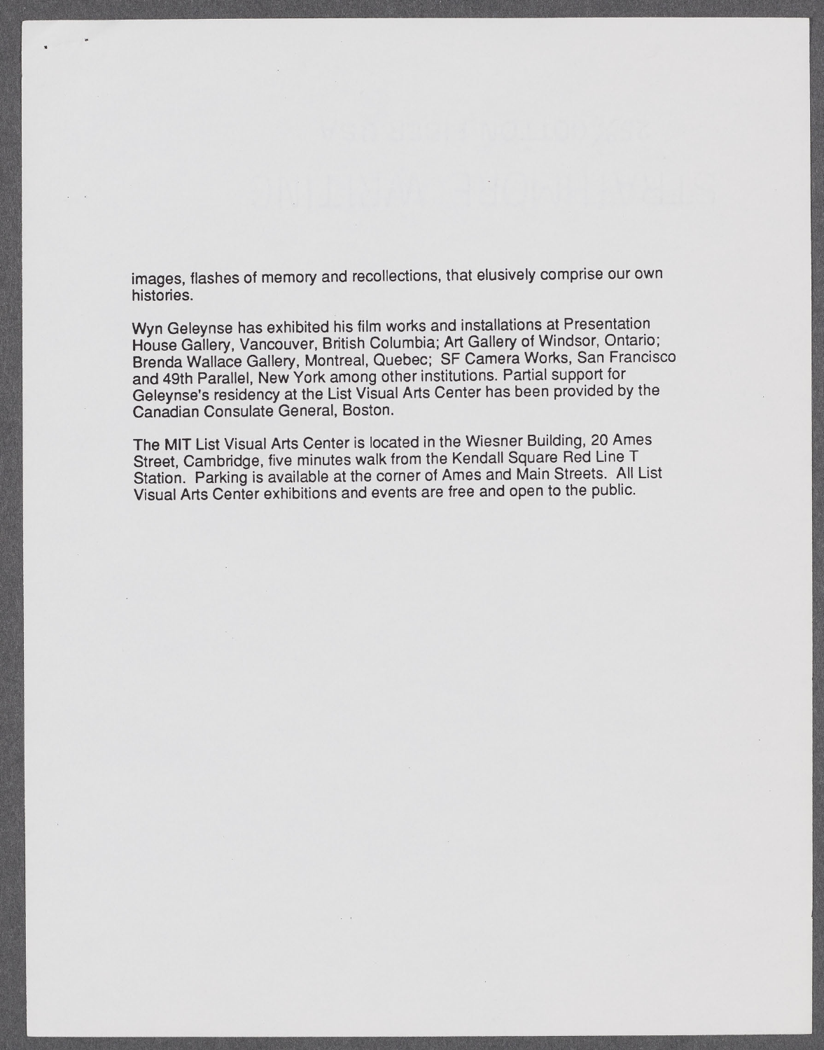images, flashes of memory and recollections, that elusively comprise our own histories.

Wyn Geleynse has exhibited his film works and installations at Presentation House Gallery, Vancouver, British Columbia; Art Gallery of Windsor, Ontario; Brenda Wallace Gallery, Montreal, Quebec; SF Camera Works, San Francisco and 49th Parallel, New York among other institutions. Partial support for Geleynse's residency at the List Visual Arts Center has been provided by the Canadian Consulate General, Boston.

The MIT List Visual Arts Center is located in the Wiesner Building, 20 Ames Street, Cambridge, five minutes walk from the Kendall Square Red Line T Station. Parking is available at the corner of Ames and Main Streets. All List Visual Arts Center exhibitions and events are free and open to the public.